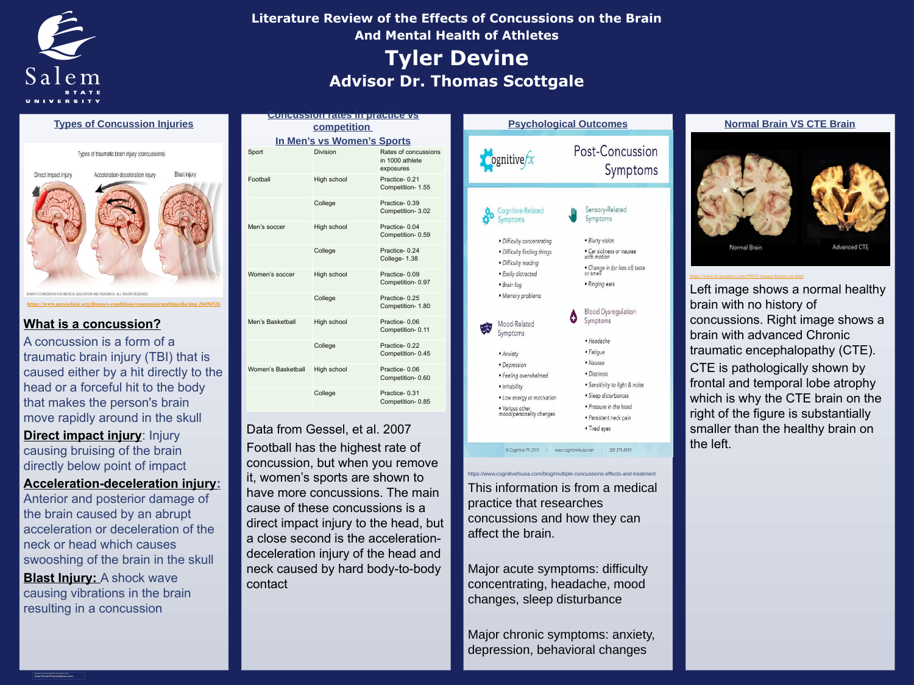# Literature Review of the Effects of Concussions on the Brain And Mental Health of Athletes

## Tyler Devine

### Advisor Dr. Thomas Scottgale

## Types of Concussion Injuries

Types of traumatic brain injury (concussions)

Direct impact injury — Acceleration-deceleration injury — Blast injury

©MAYO FOUNDATION FOR MEDICAL EDUCATION AND RESEARCH. ALL RIGHTS RESERVED.

https://www.mayoclinic.org/diseases-conditions/concussion/multimedia/img-20456526

**What is a concussion?**

A concussion is a form of a traumatic brain injury (TBI) that is caused either by a hit directly to the head or a forceful hit to the body that makes the person's brain move rapidly around in the skull

**Direct impact injury**: Injury causing bruising of the brain directly below point of impact

**Acceleration-deceleration injury**: Anterior and posterior damage of the brain caused by an abrupt acceleration or deceleration of the neck or head which causes swooshing of the brain in the skull

**Blast Injury:** A shock wave causing vibrations in the brain resulting in a concussion

## Concussion rates in practice vs competition In Men's vs Women's Sports

| Sport | Division | Rates of concussions in 1000 athlete exposures |
|---|---|---|
| Football | High school | Practice- 0.21 Competition- 1.55 |
| | College | Practice- 0.39 Competition- 3.02 |
| Men's soccer | High school | Practice- 0.04 Competition- 0.59 |
| | College | Practice- 0.24 College- 1.38 |
| Women's soccer | High school | Practice- 0.09 Competition- 0.97 |
| | College | Practice- 0.25 Competition- 1.80 |
| Men's Basketball | High school | Practice- 0.06 Competition- 0.11 |
| | College | Practice- 0.22 Competition- 0.45 |
| Women's Basketball | High school | Practice- 0.06 Competition- 0.60 |
| | College | Practice- 0.31 Competition- 0.85 |

Data from Gessel, et al. 2007

Football has the highest rate of concussion, but when you remove it, women's sports are shown to have more concussions. The main cause of these concussions is a direct impact injury to the head, but a close second is the acceleration-deceleration injury of the head and neck caused by hard body-to-body contact

## Psychological Outcomes

Cognitivefx — Post-Concussion Symptoms

**Cognitive-Related Symptoms**
- Difficulty concentrating
- Difficulty finding things
- Difficulty reading
- Easily distracted
- Brain fog
- Memory problems

**Sensory-Related Symptoms**
- Blurry vision
- Car sickness or nausea with motion
- Change in (or loss of) taste or smell
- Ringing ears

**Mood-Related Symptoms**
- Anxiety
- Depression
- Feeling overwhelmed
- Irritability
- Low energy or motivation
- Various other mood/personality changes

**Blood Dysregulation Symptoms**
- Headache
- Fatigue
- Nausea
- Dizziness
- Sensitivity to light & noise
- Sleep disturbances
- Pressure in the head
- Persistent neck pain
- Tired eyes

© Cognitive FX 2019 / www.cognitivefxusa.com / 385-375-8590

https://www.cognitivefxusa.com/blog/multiple-concussions-effects-and-treatment

This information is from a medical practice that researches concussions and how they can affect the brain.

Major acute symptoms: difficulty concentrating, headache, mood changes, sleep disturbance

Major chronic symptoms: anxiety, depression, behavioral changes

## Normal Brain VS CTE Brain

Normal Brain — Advanced CTE

https://www.livescience.com/59932-images-brains-cte.html

Left image shows a normal healthy brain with no history of concussions. Right image shows a brain with advanced Chronic traumatic encephalopathy (CTE).

CTE is pathologically shown by frontal and temporal lobe atrophy which is why the CTE brain on the right of the figure is substantially smaller than the healthy brain on the left.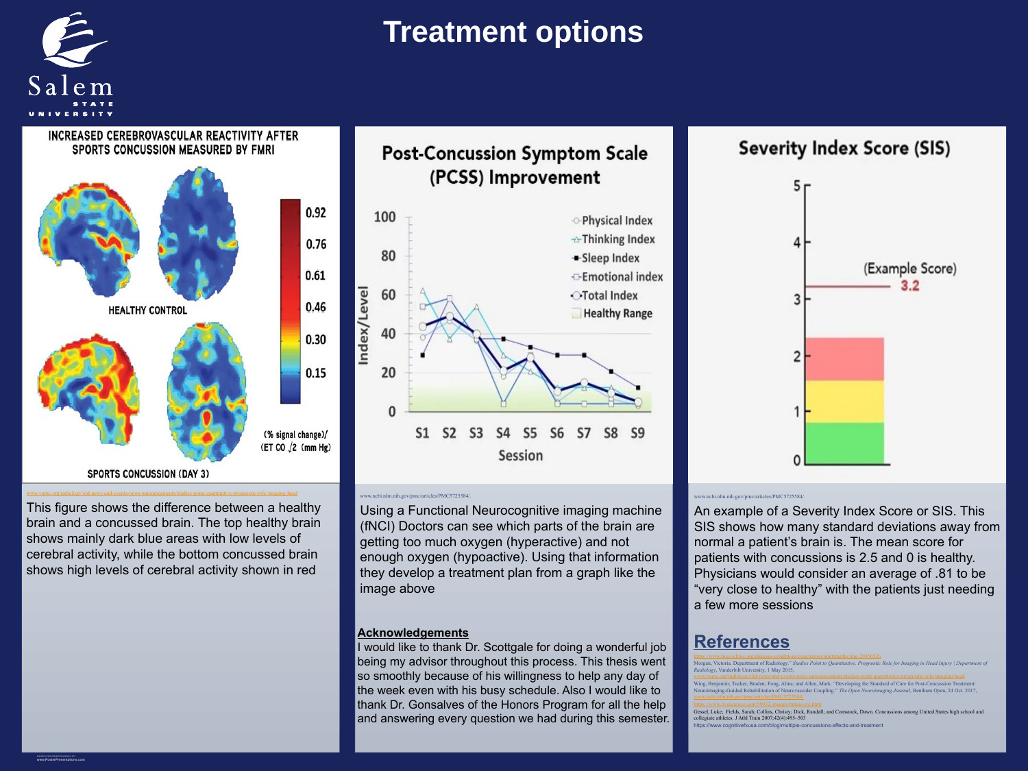# Treatment options

Salem STATE UNIVERSITY

INCREASED CEREBROVASCULAR REACTIVITY AFTER SPORTS CONCUSSION MEASURED BY FMRI

HEALTHY CONTROL

SPORTS CONCUSSION (DAY 3)

0.92
0.76
0.61
0.46
0.30
0.15

(% signal change)/ (ET CO √2 (mm Hg)

www.vumc.org/radiology/old-news-and-events-news-announcements/studies-point-quantitative-prognostic-role-imaging-head

This figure shows the difference between a healthy brain and a concussed brain. The top healthy brain shows mainly dark blue areas with low levels of cerebral activity, while the bottom concussed brain shows high levels of cerebral activity shown in red

Post-Concussion Symptom Scale (PCSS) Improvement

Index/Level

100
80
60
40
20
0

S1 S2 S3 S4 S5 S6 S7 S8 S9

Session

Physical Index
Thinking Index
Sleep Index
Emotional index
Total Index
Healthy Range

www.ncbi.nlm.nih.gov/pmc/articles/PMC5725584/.

Using a Functional Neurocognitive imaging machine (fNCI) Doctors can see which parts of the brain are getting too much oxygen (hyperactive) and not enough oxygen (hypoactive). Using that information they develop a treatment plan from a graph like the image above

**Acknowledgements**

I would like to thank Dr. Scottgale for doing a wonderful job being my advisor throughout this process. This thesis went so smoothly because of his willingness to help any day of the week even with his busy schedule. Also I would like to thank Dr. Gonsalves of the Honors Program for all the help and answering every question we had during this semester.

Severity Index Score (SIS)

5
4
3
2
1
0

(Example Score)
3.2

www.ncbi.nlm.nih.gov/pmc/articles/PMC5725584/.

An example of a Severity Index Score or SIS. This SIS shows how many standard deviations away from normal a patient's brain is. The mean score for patients with concussions is 2.5 and 0 is healthy. Physicians would consider an average of .81 to be "very close to healthy" with the patients just needing a few more sessions

## References

https://www.mayoclinic.org/diseases-conditions/concussion/multimedia/img-20456526

Morgan, Victoria. Department of Radiology." *Studies Point to Quantitative, Prognostic Role for Imaging in Head Injury | Department of Radiology*, Vanderbilt University, 1 May 2015,

www.vumc.org/radiology/old-news-and-events-news-announcements/studies-point-quantitative-prognostic-role-imaging-head

Wing, Benjamin; Tucker, Braden; Fong, Alina; and Allen, Mark. "Developing the Standard of Care for Post-Concussion Treatment: Neuroimaging-Guided Rehabilitation of Neurovascular Coupling." *The Open Neuroimaging Journal*, Bentham Open, 24 Oct. 2017,

www.ncbi.nlm.nih.gov/pmc/articles/PMC5725584/.

https://www.livescience.com/59912-images-brains-cte.html

Gessel, Luke; Fields, Sarah; Collins, Christy; Dick, Randall; and Comstock, Dawn. Concussions among United States high school and collegiate athletes. J Athl Train 2007;42(4):495–503

https://www.cognitivefxusa.com/blog/multiple-concussions-effects-and-treatment